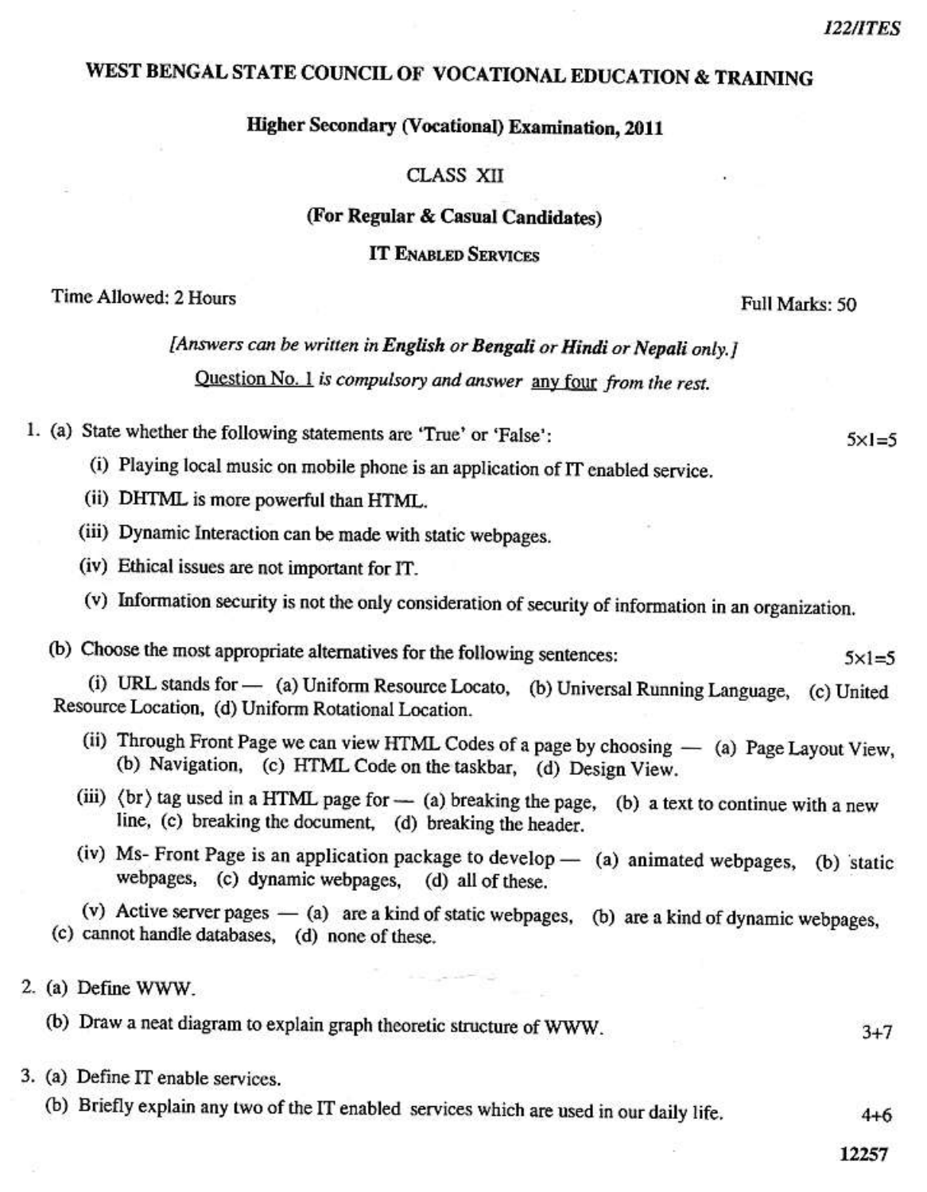# WEST BENGAL STATE COUNCIL OF VOCATIONAL EDUCATION & TRAINING

## Higher Secondary (Vocational) Examination, 2011

### CLASS XII

### (For Regular & Casual Candidates)

### IT ENABLED SERVICES

Time Allowed: 2 Hours — Full Marks: 50

*[Answers can be written in **English** or **Bengali** or **Hindi** or **Nepali** only.]*

*Question No. 1 is compulsory and answer any four from the rest.*

1. (a) State whether the following statements are 'True' or 'False': 5×1=5

   (i) Playing local music on mobile phone is an application of IT enabled service.

   (ii) DHTML is more powerful than HTML.

   (iii) Dynamic Interaction can be made with static webpages.

   (iv) Ethical issues are not important for IT.

   (v) Information security is not the only consideration of security of information in an organization.

   (b) Choose the most appropriate alternatives for the following sentences: 5×1=5

   (i) URL stands for — (a) Uniform Resource Locato, (b) Universal Running Language, (c) United Resource Location, (d) Uniform Rotational Location.

   (ii) Through Front Page we can view HTML Codes of a page by choosing — (a) Page Layout View, (b) Navigation, (c) HTML Code on the taskbar, (d) Design View.

   (iii) ⟨br⟩ tag used in a HTML page for — (a) breaking the page, (b) a text to continue with a new line, (c) breaking the document, (d) breaking the header.

   (iv) Ms- Front Page is an application package to develop — (a) animated webpages, (b) static webpages, (c) dynamic webpages, (d) all of these.

   (v) Active server pages — (a) are a kind of static webpages, (b) are a kind of dynamic webpages, (c) cannot handle databases, (d) none of these.

2. (a) Define WWW.

   (b) Draw a neat diagram to explain graph theoretic structure of WWW. 3+7

3. (a) Define IT enable services.

   (b) Briefly explain any two of the IT enabled services which are used in our daily life. 4+6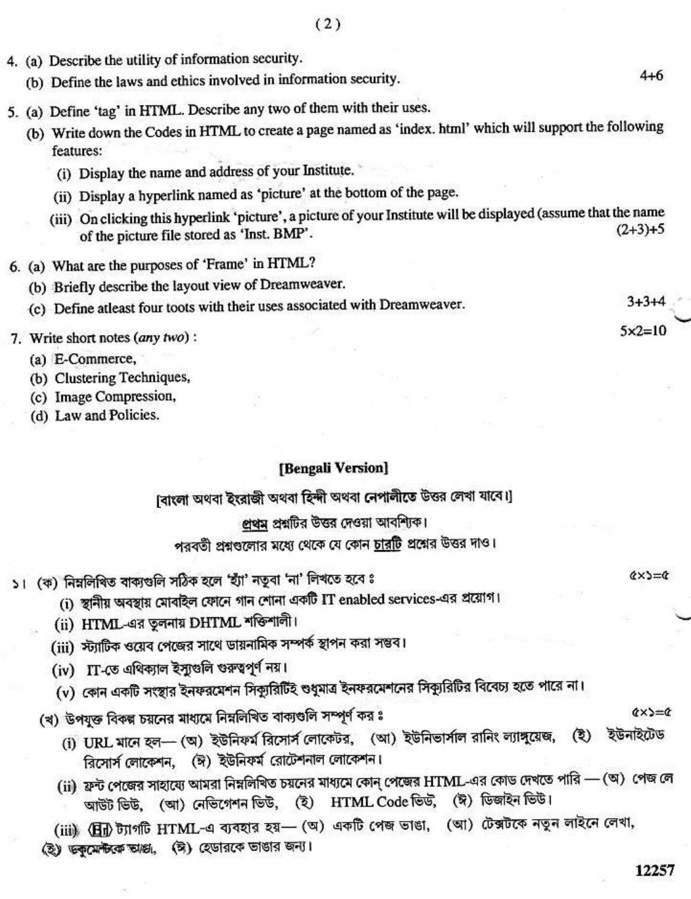4. (a) Describe the utility of information security.
   (b) Define the laws and ethics involved in information security. 4+6

5. (a) Define 'tag' in HTML. Describe any two of them with their uses.
   (b) Write down the Codes in HTML to create a page named as 'index. html' which will support the following features:
      (i) Display the name and address of your Institute.
      (ii) Display a hyperlink named as 'picture' at the bottom of the page.
      (iii) On clicking this hyperlink 'picture', a picture of your Institute will be displayed (assume that the name of the picture file stored as 'Inst. BMP'. (2+3)+5

6. (a) What are the purposes of 'Frame' in HTML?
   (b) Briefly describe the layout view of Dreamweaver.
   (c) Define atleast four toots with their uses associated with Dreamweaver. 3+3+4

7. Write short notes (*any two*) : 5×2=10
   (a) E-Commerce,
   (b) Clustering Techniques,
   (c) Image Compression,
   (d) Law and Policies.

## [Bengali Version]

[বাংলা অথবা ইংরাজী অথবা হিন্দী অথবা নেপালীতে উত্তর লেখা যাবে।]

**প্রথম** প্রশ্নটির উত্তর দেওয়া আবশ্যিক।

পরবর্তী প্রশ্নগুলোর মধ্যে থেকে যে কোন **চারটি** প্রশ্নের উত্তর দাও।

১। (ক) নিম্নলিখিত বাক্যগুলি সঠিক হলে 'হ্যাঁ' নতুবা 'না' লিখতে হবে ঃ ৫×১=৫
   (i) স্থানীয় অবস্থায় মোবাইল ফোনে গান শোনা একটি IT enabled services-এর প্রয়োগ।
   (ii) HTML-এর তুলনায় DHTML শক্তিশালী।
   (iii) স্ট্যাটিক ওয়েব পেজের সাথে ডায়নামিক সম্পর্ক স্থাপন করা সম্ভব।
   (iv) IT-তে এথিক্যাল ইস্যুগুলি গুরুত্বপূর্ণ নয়।
   (v) কোন একটি সংস্থার ইনফরমেশন সিক্যুরিটিই শুধুমাত্র ইনফরমেশনের সিক্যুরিটির বিবেচ্য হতে পারে না।

   (খ) উপযুক্ত বিকল্প চয়নের মাধ্যমে নিম্নলিখিত বাক্যগুলি সম্পূর্ণ কর ঃ ৫×১=৫
   (i) URL মানে হল— (অ) ইউনিফর্ম রিসোর্স লোকেটর, (আ) ইউনিভার্সাল রানিং ল্যাঙ্গুয়েজ, (ই) ইউনাইটেড রিসোর্স লোকেশন, (ঈ) ইউনিফর্ম রোটেশনাল লোকেশন।
   (ii) ফ্রন্ট পেজের সাহায্যে আমরা নিম্নলিখিত চয়নের মাধ্যমে কোন্ পেজের HTML-এর কোড দেখতে পারি — (অ) পেজ লে আউট ভিউ, (আ) নেভিগেশন ভিউ, (ই) HTML Code ভিউ, (ঈ) ডিজাইন ভিউ।
   (iii) ⟨Hr⟩ ট্যাগটি HTML-এ ব্যবহার হয়— (অ) একটি পেজ ভাঙা, (আ) টেক্সটকে নতুন লাইনে লেখা, (ই) ডকুমেন্টকে ভাঙা, (ঈ) হেডারকে ভাঙার জন্য।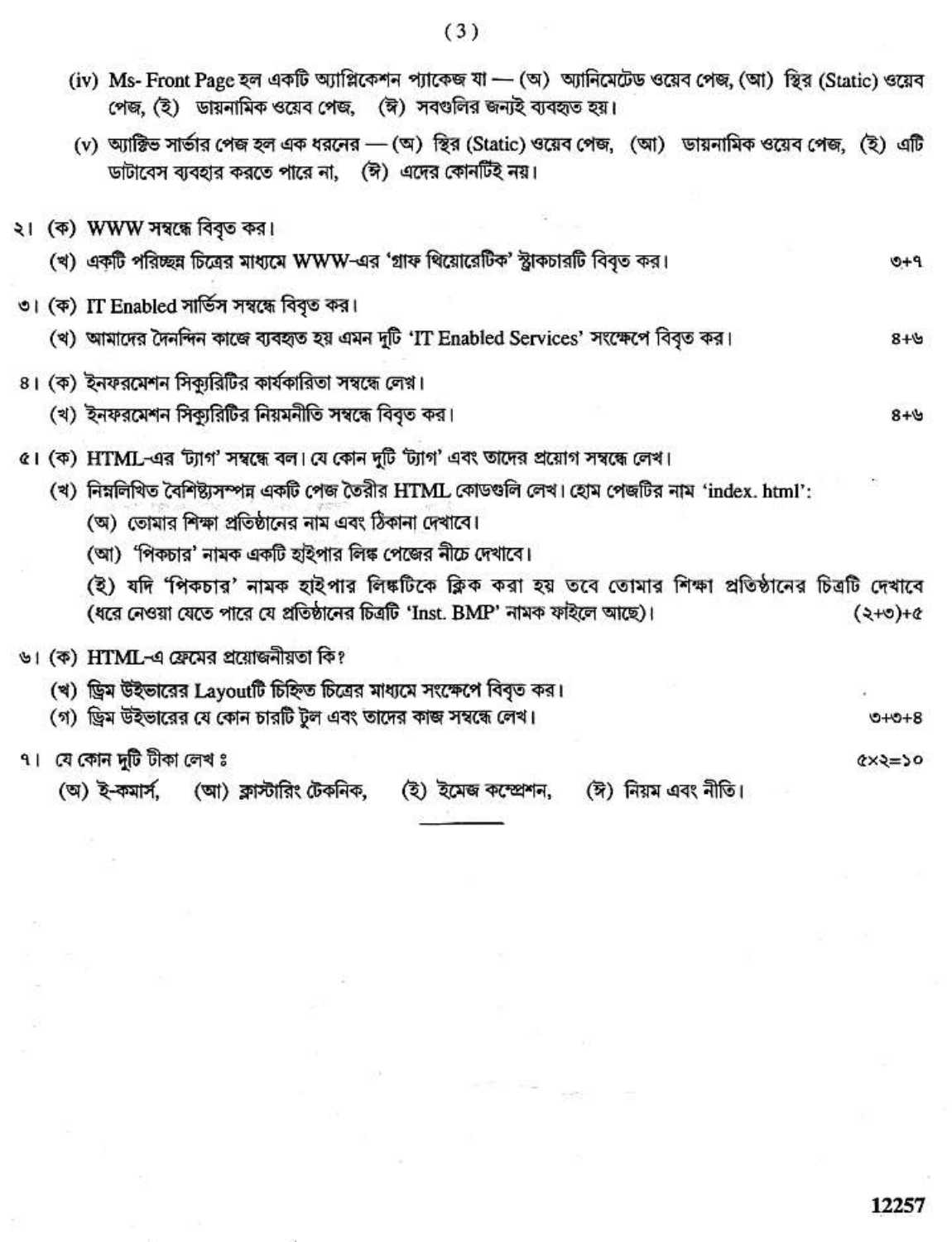(iv) Ms- Front Page হল একটি অ্যাপ্লিকেশন প্যাকেজ যা — (অ) অ্যানিমেটেড ওয়েব পেজ, (আ) স্থির (Static) ওয়েব পেজ, (ই) ডায়নামিক ওয়েব পেজ, (ঈ) সবগুলির জন্যই ব্যবহৃত হয়।

(v) অ্যাক্টিভ সার্ভার পেজ হল এক ধরনের — (অ) স্থির (Static) ওয়েব পেজ, (আ) ডায়নামিক ওয়েব পেজ, (ই) এটি ডাটাবেস ব্যবহার করতে পারে না, (ঈ) এদের কোনটিই নয়।

২। (ক) WWW সম্বন্ধে বিবৃত কর।

(খ) একটি পরিচ্ছন্ন চিত্রের মাধ্যমে WWW-এর 'গ্রাফ থিয়োরেটিক' স্ট্রাকচারটি বিবৃত কর। ৩+৭

৩। (ক) IT Enabled সার্ভিস সম্বন্ধে বিবৃত কর।

(খ) আমাদের দৈনন্দিন কাজে ব্যবহৃত হয় এমন দুটি 'IT Enabled Services' সংক্ষেপে বিবৃত কর। ৪+৬

৪। (ক) ইনফরমেশন সিক্যুরিটির কার্যকারিতা সম্বন্ধে লেখ।

(খ) ইনফরমেশন সিক্যুরিটির নিয়মনীতি সম্বন্ধে বিবৃত কর। ৪+৬

৫। (ক) HTML-এর 'ট্যাগ' সম্বন্ধে বল। যে কোন দুটি 'ট্যাগ' এবং তাদের প্রয়োগ সম্বন্ধে লেখ।

(খ) নিম্নলিখিত বৈশিষ্ট্যসম্পন্ন একটি পেজ তৈরীর HTML কোডগুলি লেখ। হোম পেজটির নাম 'index. html':

(অ) তোমার শিক্ষা প্রতিষ্ঠানের নাম এবং ঠিকানা দেখাবে।

(আ) 'পিকচার' নামক একটি হাইপার লিঙ্ক পেজের নীচে দেখাবে।

(ই) যদি 'পিকচার' নামক হাইপার লিঙ্কটিকে ক্লিক করা হয় তবে তোমার শিক্ষা প্রতিষ্ঠানের চিত্রটি দেখাবে (ধরে নেওয়া যেতে পারে যে প্রতিষ্ঠানের চিত্রটি 'Inst. BMP' নামক ফাইলে আছে)। (২+৩)+৫

৬। (ক) HTML-এ ফ্রেমের প্রয়োজনীয়তা কি?

(খ) ড্রিম উইভারের Layoutটি চিহ্নিত চিত্রের মাধ্যমে সংক্ষেপে বিবৃত কর।

(গ) ড্রিম উইভারের যে কোন চারটি টুল এবং তাদের কাজ সম্বন্ধে লেখ। ৩+৩+৪

৭। যে কোন দুটি টীকা লেখ ঃ ৫×২=১০

(অ) ই-কমার্স, (আ) ক্লাস্টারিং টেকনিক, (ই) ইমেজ কম্প্রেশন, (ঈ) নিয়ম এবং নীতি।

12257